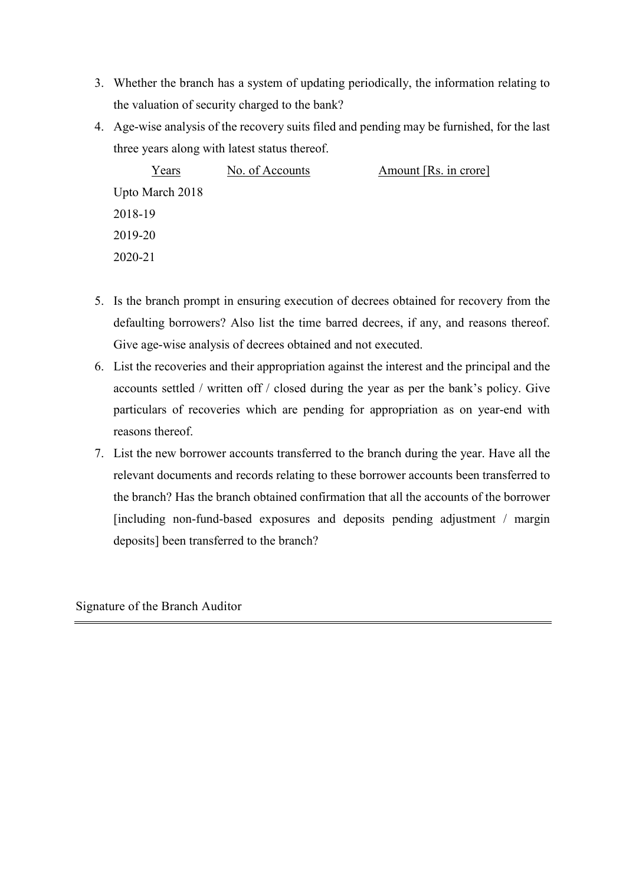3. Whether the branch has a system of updating periodically, the information relating to the valuation of security charged to the bank?
4. Age-wise analysis of the recovery suits filed and pending may be furnished, for the last three years along with latest status thereof.

| Years | No. of Accounts | Amount [Rs. in crore] |
|---|---|---|
| Upto March 2018 | | |
| 2018-19 | | |
| 2019-20 | | |
| 2020-21 | | |

5. Is the branch prompt in ensuring execution of decrees obtained for recovery from the defaulting borrowers? Also list the time barred decrees, if any, and reasons thereof. Give age-wise analysis of decrees obtained and not executed.
6. List the recoveries and their appropriation against the interest and the principal and the accounts settled / written off / closed during the year as per the bank's policy. Give particulars of recoveries which are pending for appropriation as on year-end with reasons thereof.
7. List the new borrower accounts transferred to the branch during the year. Have all the relevant documents and records relating to these borrower accounts been transferred to the branch? Has the branch obtained confirmation that all the accounts of the borrower [including non-fund-based exposures and deposits pending adjustment / margin deposits] been transferred to the branch?

Signature of the Branch Auditor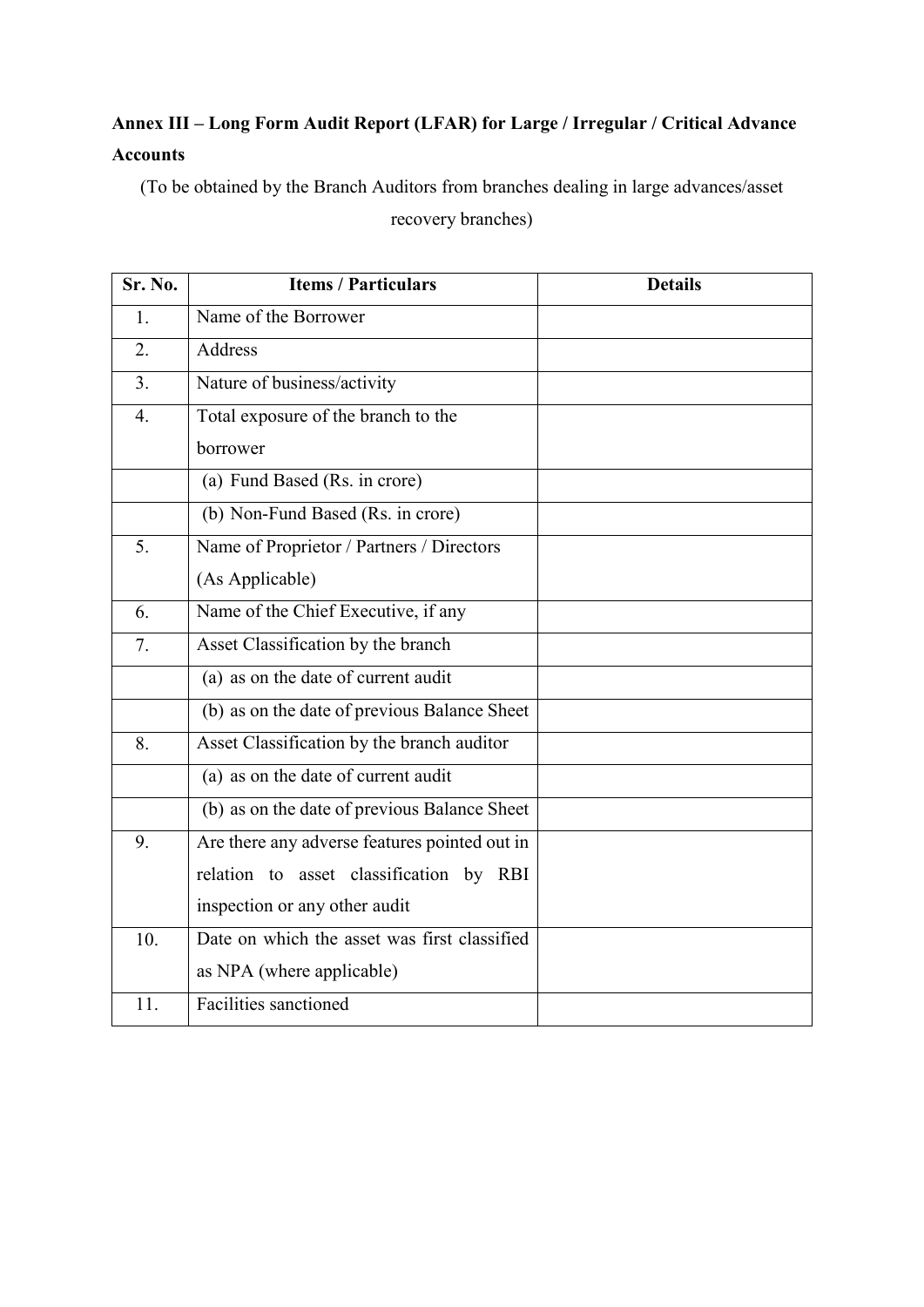**Annex III – Long Form Audit Report (LFAR) for Large / Irregular / Critical Advance Accounts**

(To be obtained by the Branch Auditors from branches dealing in large advances/asset recovery branches)

| Sr. No. | Items / Particulars | Details |
|---|---|---|
| 1. | Name of the Borrower | |
| 2. | Address | |
| 3. | Nature of business/activity | |
| 4. | Total exposure of the branch to the borrower | |
| | (a) Fund Based (Rs. in crore) | |
| | (b) Non-Fund Based (Rs. in crore) | |
| 5. | Name of Proprietor / Partners / Directors (As Applicable) | |
| 6. | Name of the Chief Executive, if any | |
| 7. | Asset Classification by the branch | |
| | (a) as on the date of current audit | |
| | (b) as on the date of previous Balance Sheet | |
| 8. | Asset Classification by the branch auditor | |
| | (a) as on the date of current audit | |
| | (b) as on the date of previous Balance Sheet | |
| 9. | Are there any adverse features pointed out in relation to asset classification by RBI inspection or any other audit | |
| 10. | Date on which the asset was first classified as NPA (where applicable) | |
| 11. | Facilities sanctioned | |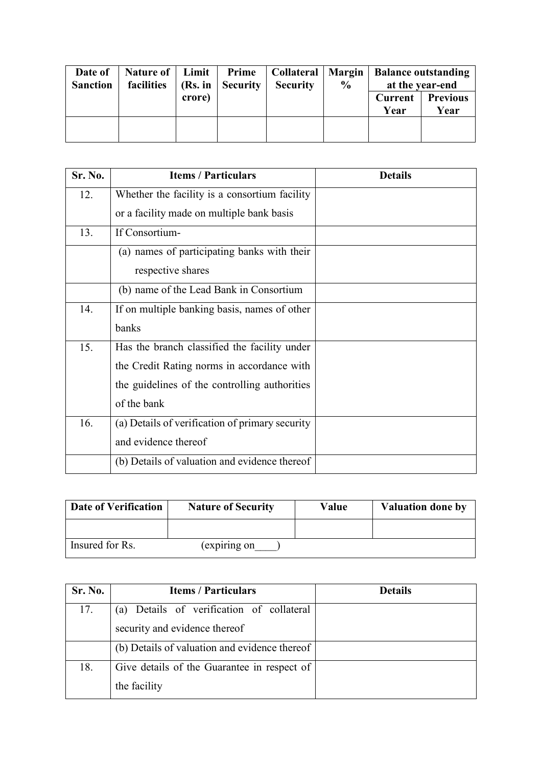| Date of Sanction | Nature of facilities | Limit (Rs. in crore) | Prime Security | Collateral Security | Margin % | Balance outstanding at the year-end | |
|---|---|---|---|---|---|---|---|
| | | | | | | Current Year | Previous Year |
| | | | | | | | |

| Sr. No. | Items / Particulars | Details |
|---|---|---|
| 12. | Whether the facility is a consortium facility or a facility made on multiple bank basis | |
| 13. | If Consortium- | |
| | (a) names of participating banks with their respective shares | |
| | (b) name of the Lead Bank in Consortium | |
| 14. | If on multiple banking basis, names of other banks | |
| 15. | Has the branch classified the facility under the Credit Rating norms in accordance with the guidelines of the controlling authorities of the bank | |
| 16. | (a) Details of verification of primary security and evidence thereof | |
| | (b) Details of valuation and evidence thereof | |

| Date of Verification | Nature of Security | Value | Valuation done by |
|---|---|---|---|
| | | | |
| Insured for Rs. | (expiring on____) | | |

| Sr. No. | Items / Particulars | Details |
|---|---|---|
| 17. | (a) Details of verification of collateral security and evidence thereof | |
| | (b) Details of valuation and evidence thereof | |
| 18. | Give details of the Guarantee in respect of the facility | |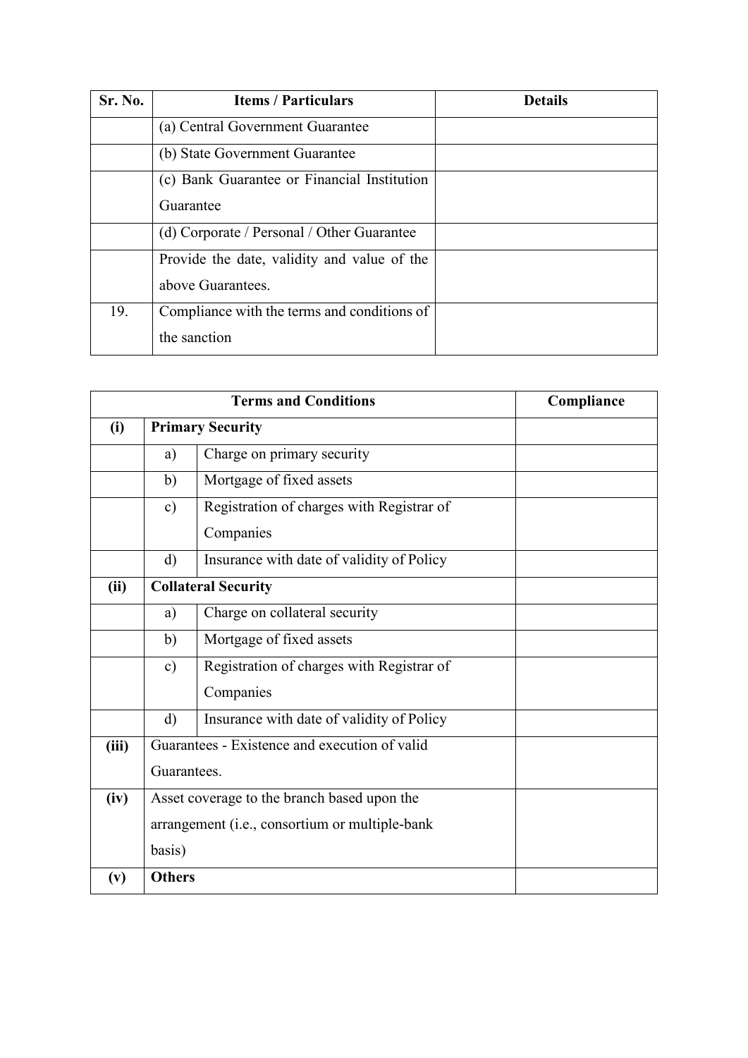| Sr. No. | Items / Particulars | Details |
|---|---|---|
| | (a) Central Government Guarantee | |
| | (b) State Government Guarantee | |
| | (c) Bank Guarantee or Financial Institution Guarantee | |
| | (d) Corporate / Personal / Other Guarantee | |
| | Provide the date, validity and value of the above Guarantees. | |
| 19. | Compliance with the terms and conditions of the sanction | |

| Terms and Conditions | | | Compliance |
|---|---|---|---|
| **(i)** | **Primary Security** | | |
| | a) | Charge on primary security | |
| | b) | Mortgage of fixed assets | |
| | c) | Registration of charges with Registrar of Companies | |
| | d) | Insurance with date of validity of Policy | |
| **(ii)** | **Collateral Security** | | |
| | a) | Charge on collateral security | |
| | b) | Mortgage of fixed assets | |
| | c) | Registration of charges with Registrar of Companies | |
| | d) | Insurance with date of validity of Policy | |
| **(iii)** | Guarantees - Existence and execution of valid Guarantees. | | |
| **(iv)** | Asset coverage to the branch based upon the arrangement (i.e., consortium or multiple-bank basis) | | |
| **(v)** | **Others** | | |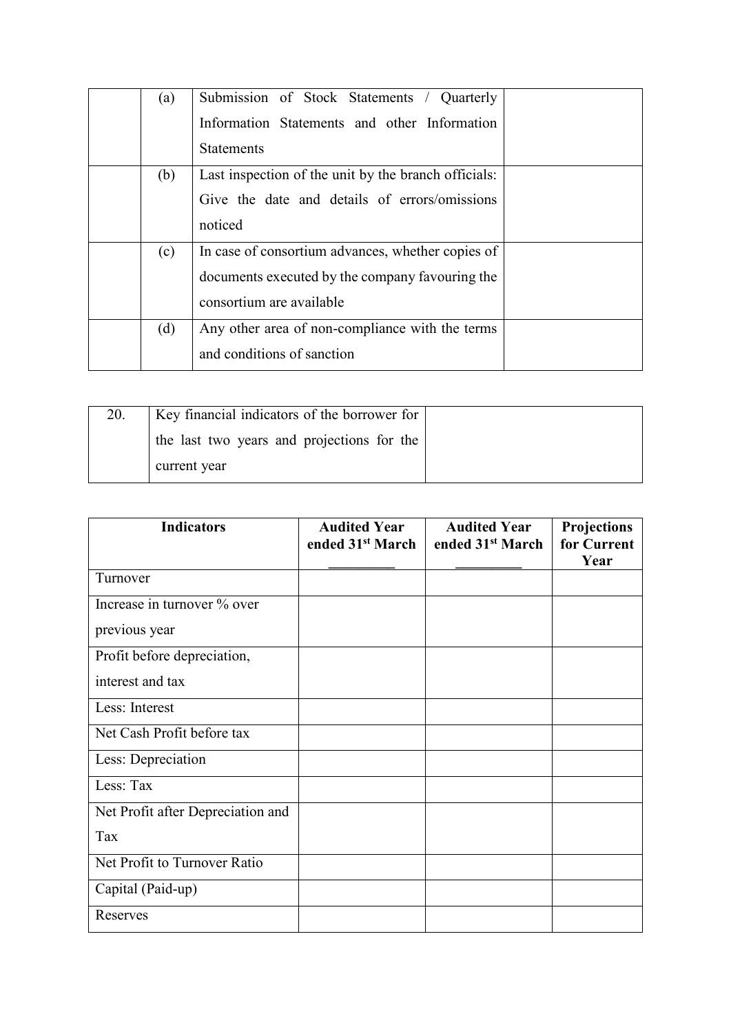| | | | |
|---|---|---|---|
| | (a) | Submission of Stock Statements / Quarterly Information Statements and other Information Statements | |
| | (b) | Last inspection of the unit by the branch officials: Give the date and details of errors/omissions noticed | |
| | (c) | In case of consortium advances, whether copies of documents executed by the company favouring the consortium are available | |
| | (d) | Any other area of non-compliance with the terms and conditions of sanction | |

| | | |
|---|---|---|
| 20. | Key financial indicators of the borrower for the last two years and projections for the current year | |

| Indicators | Audited Year ended 31st March _________ | Audited Year ended 31st March _________ | Projections for Current Year |
|---|---|---|---|
| Turnover | | | |
| Increase in turnover % over previous year | | | |
| Profit before depreciation, interest and tax | | | |
| Less: Interest | | | |
| Net Cash Profit before tax | | | |
| Less: Depreciation | | | |
| Less: Tax | | | |
| Net Profit after Depreciation and Tax | | | |
| Net Profit to Turnover Ratio | | | |
| Capital (Paid-up) | | | |
| Reserves | | | |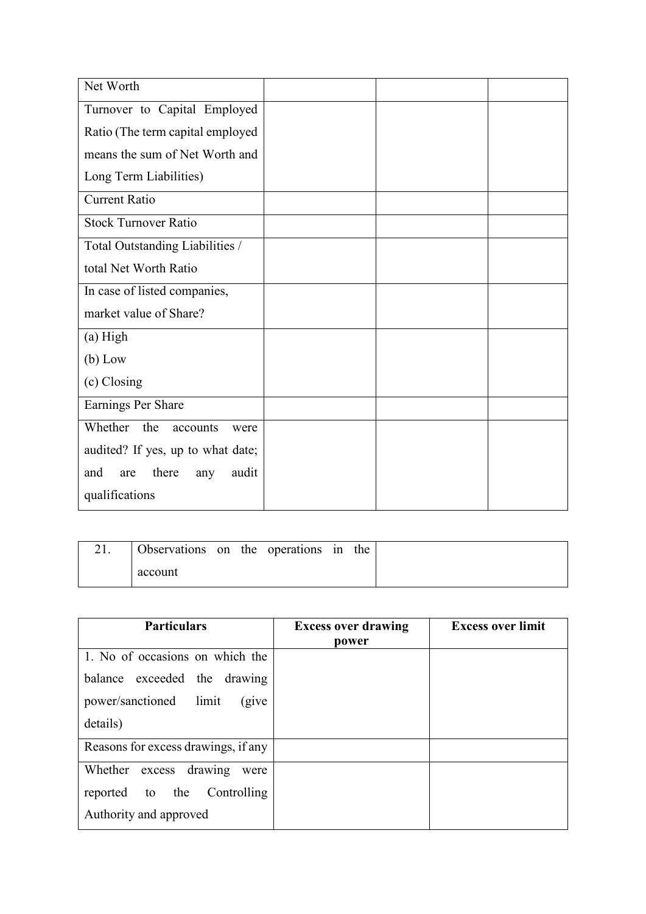| Net Worth | | | |
|---|---|---|---|
| Turnover to Capital Employed Ratio (The term capital employed means the sum of Net Worth and Long Term Liabilities) | | | |
| Current Ratio | | | |
| Stock Turnover Ratio | | | |
| Total Outstanding Liabilities / total Net Worth Ratio | | | |
| In case of listed companies, market value of Share? | | | |
| (a) High<br>(b) Low<br>(c) Closing | | | |
| Earnings Per Share | | | |
| Whether the accounts were audited? If yes, up to what date; and are there any audit qualifications | | | |

| 21. | Observations on the operations in the account | |
|---|---|---|

| Particulars | Excess over drawing power | Excess over limit |
|---|---|---|
| 1. No of occasions on which the balance exceeded the drawing power/sanctioned limit (give details) | | |
| Reasons for excess drawings, if any | | |
| Whether excess drawing were reported to the Controlling Authority and approved | | |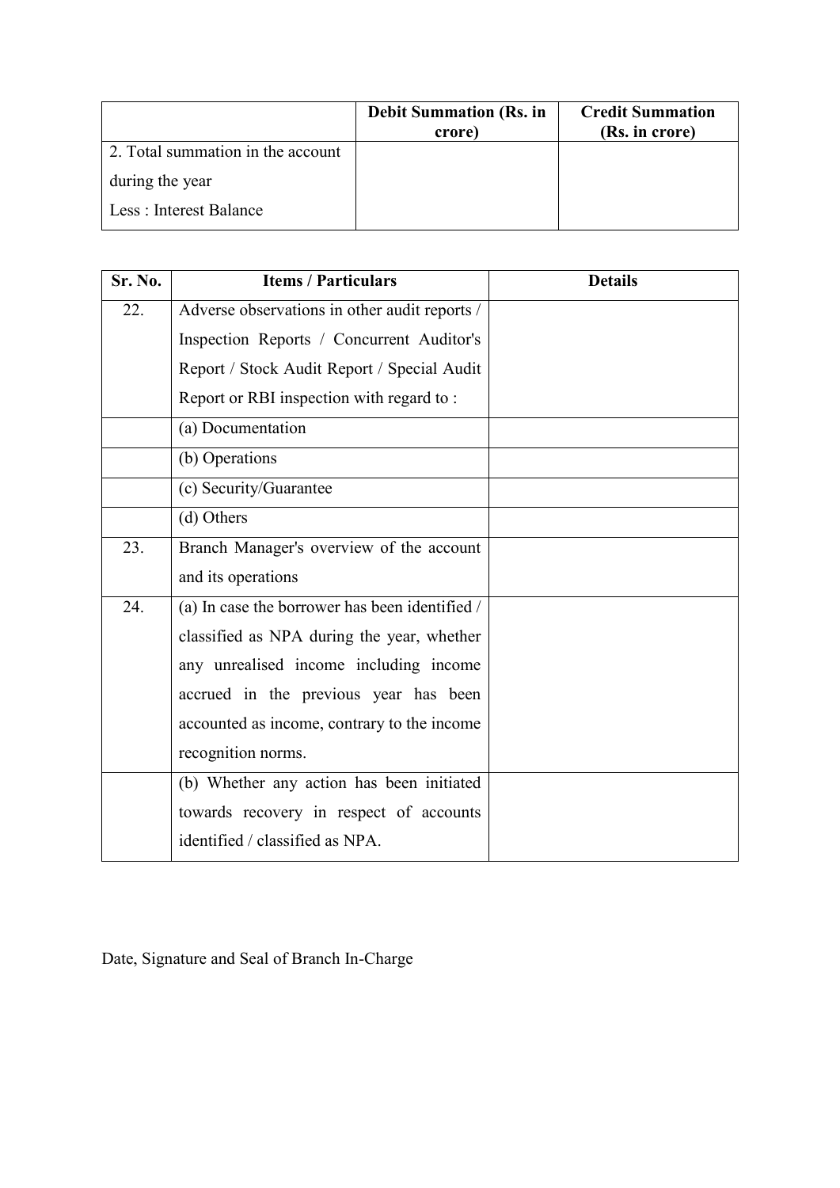| | Debit Summation (Rs. in crore) | Credit Summation (Rs. in crore) |
|---|---|---|
| 2. Total summation in the account during the year<br>Less : Interest Balance | | |

| Sr. No. | Items / Particulars | Details |
|---|---|---|
| 22. | Adverse observations in other audit reports / Inspection Reports / Concurrent Auditor's Report / Stock Audit Report / Special Audit Report or RBI inspection with regard to : | |
| | (a) Documentation | |
| | (b) Operations | |
| | (c) Security/Guarantee | |
| | (d) Others | |
| 23. | Branch Manager's overview of the account and its operations | |
| 24. | (a) In case the borrower has been identified / classified as NPA during the year, whether any unrealised income including income accrued in the previous year has been accounted as income, contrary to the income recognition norms. | |
| | (b) Whether any action has been initiated towards recovery in respect of accounts identified / classified as NPA. | |

Date, Signature and Seal of Branch In-Charge